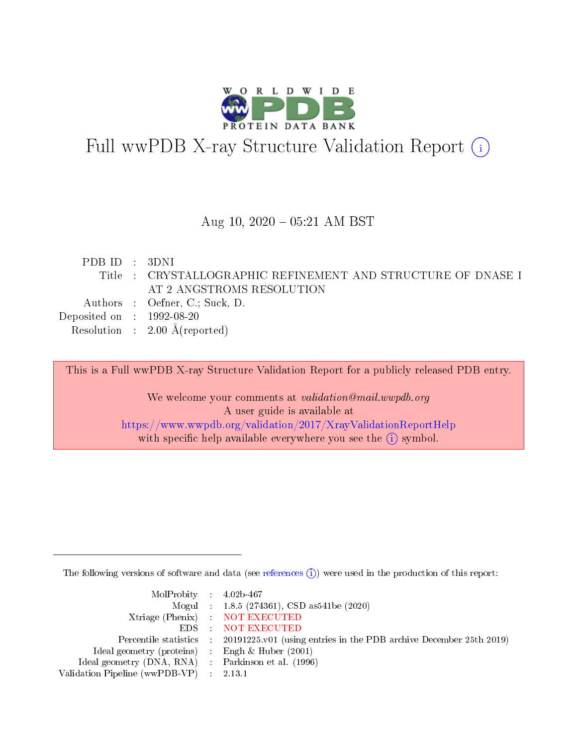# Full wwPDB X-ray Structure Validation Report (i)

Aug 10, 2020 – 05:21 AM BST

| | | |
|---|---|---|
| PDB ID | : | 3DNI |
| Title | : | CRYSTALLOGRAPHIC REFINEMENT AND STRUCTURE OF DNASE I AT 2 ANGSTROMS RESOLUTION |
| Authors | : | Oefner, C.; Suck, D. |
| Deposited on | : | 1992-08-20 |
| Resolution | : | 2.00 Å(reported) |

This is a Full wwPDB X-ray Structure Validation Report for a publicly released PDB entry.

We welcome your comments at *validation@mail.wwpdb.org*
A user guide is available at
https://www.wwpdb.org/validation/2017/XrayValidationReportHelp
with specific help available everywhere you see the (i) symbol.

The following versions of software and data (see references (i)) were used in the production of this report:

| | | |
|---|---|---|
| MolProbity | : | 4.02b-467 |
| Mogul | : | 1.8.5 (274361), CSD as541be (2020) |
| Xtriage (Phenix) | : | NOT EXECUTED |
| EDS | : | NOT EXECUTED |
| Percentile statistics | : | 20191225.v01 (using entries in the PDB archive December 25th 2019) |
| Ideal geometry (proteins) | : | Engh & Huber (2001) |
| Ideal geometry (DNA, RNA) | : | Parkinson et al. (1996) |
| Validation Pipeline (wwPDB-VP) | : | 2.13.1 |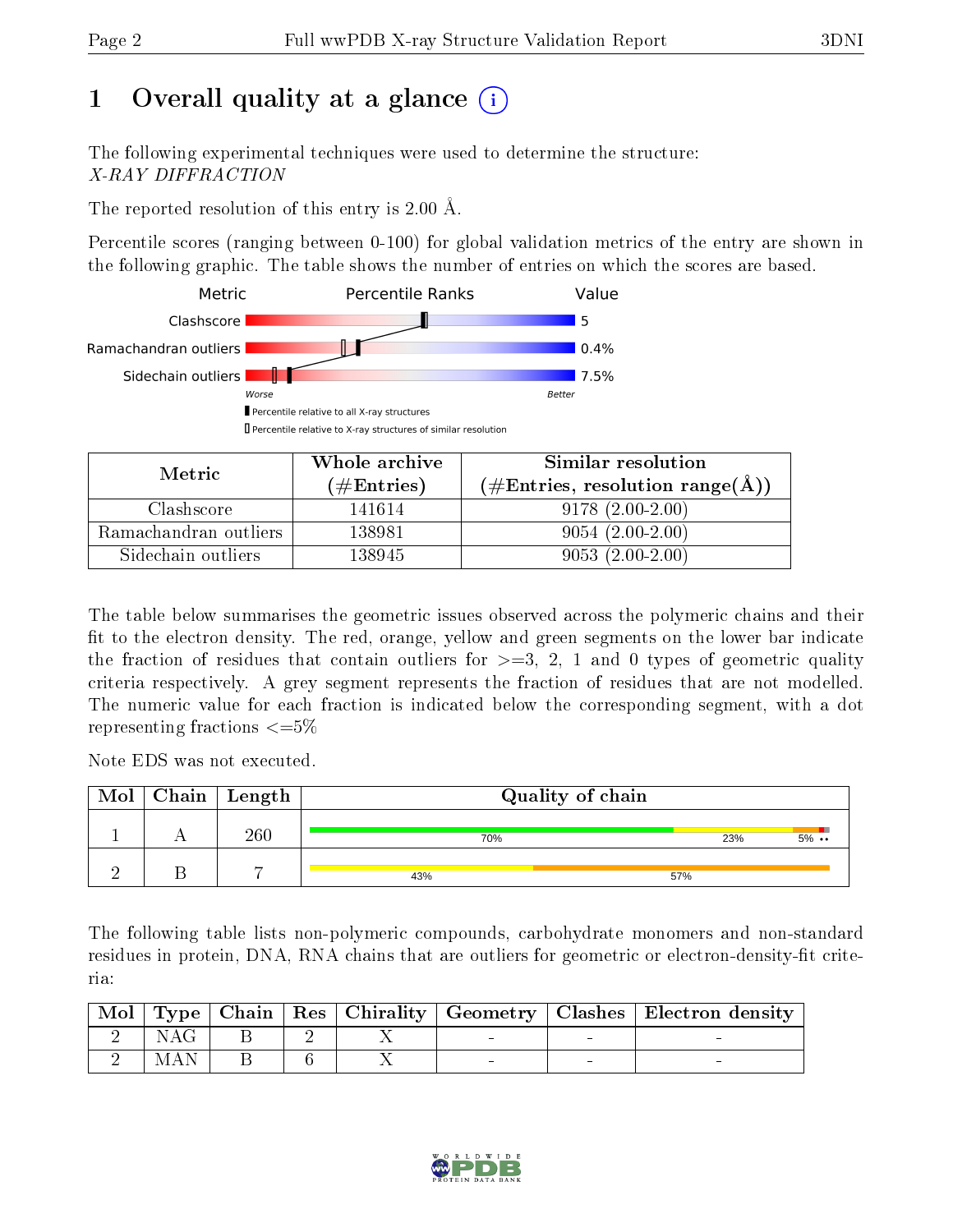# 1 Overall quality at a glance (i)

The following experimental techniques were used to determine the structure:
*X-RAY DIFFRACTION*

The reported resolution of this entry is 2.00 Å.

Percentile scores (ranging between 0-100) for global validation metrics of the entry are shown in the following graphic. The table shows the number of entries on which the scores are based.

| Metric | Value |
|---|---|
| Clashscore | 5 |
| Ramachandran outliers | 0.4% |
| Sidechain outliers | 7.5% |

Worse — Better

▮ Percentile relative to all X-ray structures
▯ Percentile relative to X-ray structures of similar resolution

| Metric | Whole archive (#Entries) | Similar resolution (#Entries, resolution range(Å)) |
|---|---|---|
| Clashscore | 141614 | 9178 (2.00-2.00) |
| Ramachandran outliers | 138981 | 9054 (2.00-2.00) |
| Sidechain outliers | 138945 | 9053 (2.00-2.00) |

The table below summarises the geometric issues observed across the polymeric chains and their fit to the electron density. The red, orange, yellow and green segments on the lower bar indicate the fraction of residues that contain outliers for >=3, 2, 1 and 0 types of geometric quality criteria respectively. A grey segment represents the fraction of residues that are not modelled. The numeric value for each fraction is indicated below the corresponding segment, with a dot representing fractions <=5%

Note EDS was not executed.

| Mol | Chain | Length | Quality of chain |
|---|---|---|---|
| 1 | A | 260 | 70% 23% 5% •• |
| 2 | B | 7 | 43% 57% |

The following table lists non-polymeric compounds, carbohydrate monomers and non-standard residues in protein, DNA, RNA chains that are outliers for geometric or electron-density-fit criteria:

| Mol | Type | Chain | Res | Chirality | Geometry | Clashes | Electron density |
|---|---|---|---|---|---|---|---|
| 2 | NAG | B | 2 | X | - | - | - |
| 2 | MAN | B | 6 | X | - | - | - |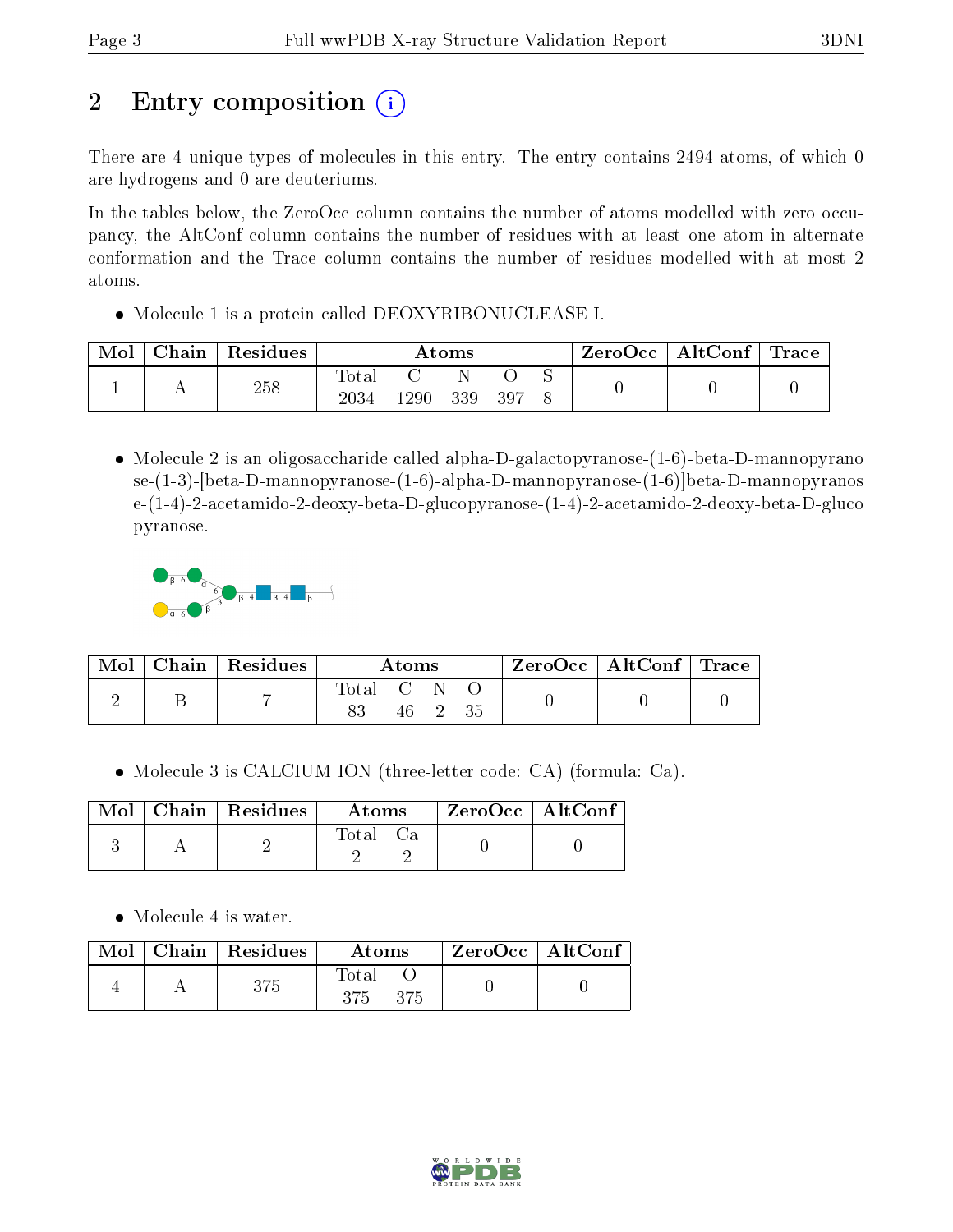# 2 Entry composition

There are 4 unique types of molecules in this entry. The entry contains 2494 atoms, of which 0 are hydrogens and 0 are deuteriums.

In the tables below, the ZeroOcc column contains the number of atoms modelled with zero occupancy, the AltConf column contains the number of residues with at least one atom in alternate conformation and the Trace column contains the number of residues modelled with at most 2 atoms.

- Molecule 1 is a protein called DEOXYRIBONUCLEASE I.

| Mol | Chain | Residues | Atoms | | | | | ZeroOcc | AltConf | Trace |
|---|---|---|---|---|---|---|---|---|---|---|
| 1 | A | 258 | Total<br>2034 | C<br>1290 | N<br>339 | O<br>397 | S<br>8 | 0 | 0 | 0 |

- Molecule 2 is an oligosaccharide called alpha-D-galactopyranose-(1-6)-beta-D-mannopyranose-(1-3)-[beta-D-mannopyranose-(1-6)-alpha-D-mannopyranose-(1-6)]beta-D-mannopyranose-(1-4)-2-acetamido-2-deoxy-beta-D-glucopyranose-(1-4)-2-acetamido-2-deoxy-beta-D-glucopyranose.

| Mol | Chain | Residues | Atoms | | | | ZeroOcc | AltConf | Trace |
|---|---|---|---|---|---|---|---|---|---|
| 2 | B | 7 | Total<br>83 | C<br>46 | N<br>2 | O<br>35 | 0 | 0 | 0 |

- Molecule 3 is CALCIUM ION (three-letter code: CA) (formula: Ca).

| Mol | Chain | Residues | Atoms | | ZeroOcc | AltConf |
|---|---|---|---|---|---|---|
| 3 | A | 2 | Total<br>2 | Ca<br>2 | 0 | 0 |

- Molecule 4 is water.

| Mol | Chain | Residues | Atoms | | ZeroOcc | AltConf |
|---|---|---|---|---|---|---|
| 4 | A | 375 | Total<br>375 | O<br>375 | 0 | 0 |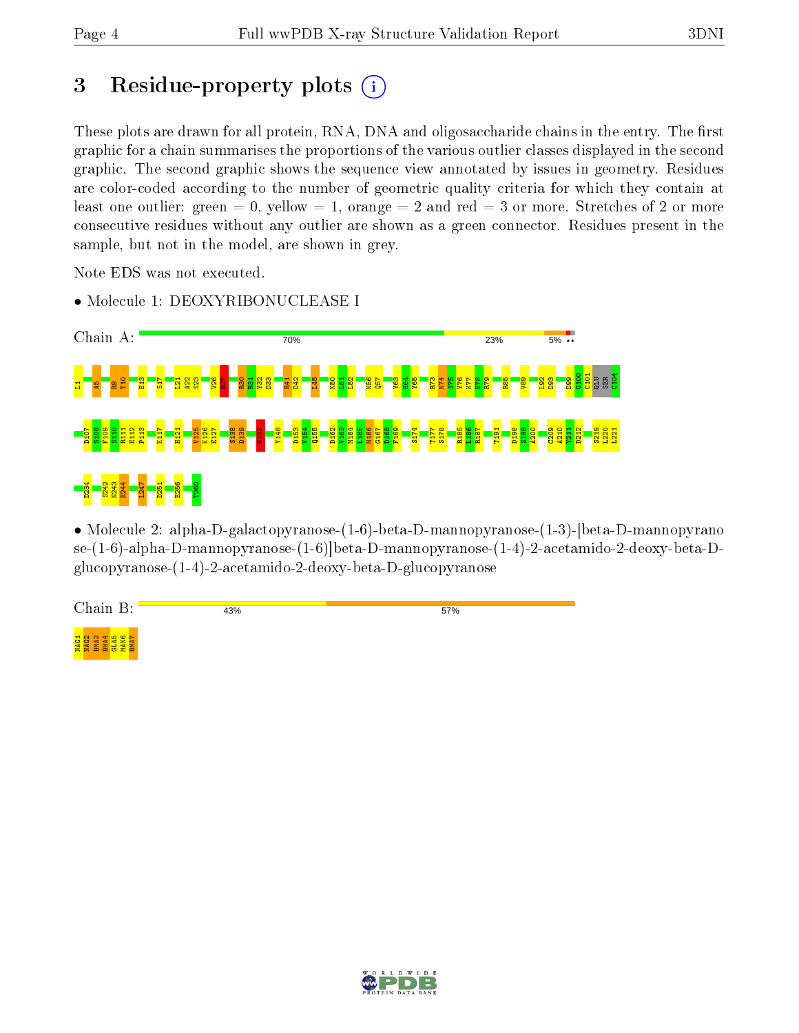# 3 Residue-property plots

These plots are drawn for all protein, RNA, DNA and oligosaccharide chains in the entry. The first graphic for a chain summarises the proportions of the various outlier classes displayed in the second graphic. The second graphic shows the sequence view annotated by issues in geometry. Residues are color-coded according to the number of geometric quality criteria for which they contain at least one outlier: green = 0, yellow = 1, orange = 2 and red = 3 or more. Stretches of 2 or more consecutive residues without any outlier are shown as a green connector. Residues present in the sample, but not in the model, are shown in grey.

Note EDS was not executed.

- Molecule 1: DEOXYRIBONUCLEASE I

Chain A: 70% | 23% | 5% | • •

L1 A5 R9 T10 E13 S17 L21 A22 S23 V26 M27 R30 R31 Y32 D33 R41 D42 L45 K50 L51 L52 N56 Q57 Y63 H64 Y65 R73 N74 S75 Y76 K77 E78 R79 R85 V89 L92 D93 D99 G100 C101 GLU SER C104 D107 S108 F109 S110 R111 E112 P113 K117 H121 V125 K126 E127 S138 D139 H148 Y148 D153 V154 Q155 D162 V163 M164 L165 M166 G167 D168 F169 S174 T177 S178 R185 L186 R187 T191 D198 S199 A200 C209 A210 Y211 D212 S219 L220 L221 D234 S242 N243 E244 L247 D251 E256 T260

- Molecule 2: alpha-D-galactopyranose-(1-6)-beta-D-mannopyranose-(1-3)-[beta-D-mannopyranose-(1-6)-alpha-D-mannopyranose-(1-6)]beta-D-mannopyranose-(1-4)-2-acetamido-2-deoxy-beta-D-glucopyranose-(1-4)-2-acetamido-2-deoxy-beta-D-glucopyranose

Chain B: 43% | 57%

NAG1 NAG2 BMA3 BMA4 GLA5 MAN6 BMA7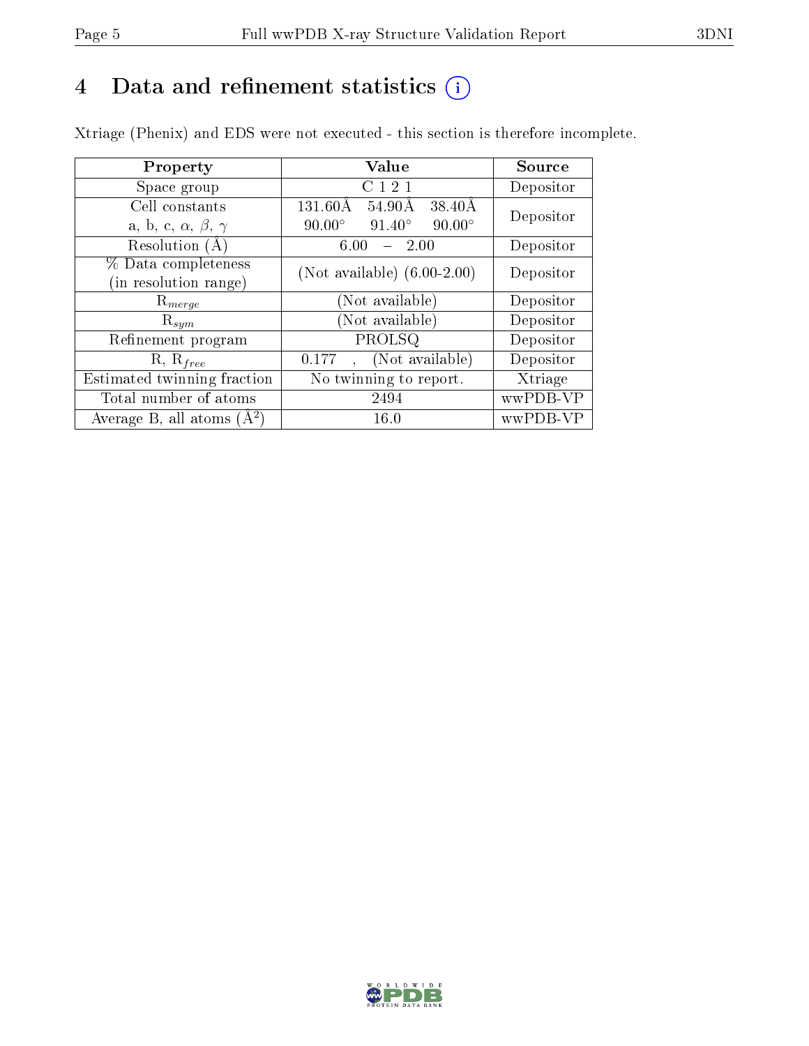# 4 Data and refinement statistics

Xtriage (Phenix) and EDS were not executed - this section is therefore incomplete.

| Property | Value | Source |
|---|---|---|
| Space group | C 1 2 1 | Depositor |
| Cell constants<br>a, b, c, $\alpha$, $\beta$, $\gamma$ | 131.60Å 54.90Å 38.40Å<br>90.00° 91.40° 90.00° | Depositor |
| Resolution (Å) | 6.00 – 2.00 | Depositor |
| % Data completeness<br>(in resolution range) | (Not available) (6.00-2.00) | Depositor |
| $R_{merge}$ | (Not available) | Depositor |
| $R_{sym}$ | (Not available) | Depositor |
| Refinement program | PROLSQ | Depositor |
| R, $R_{free}$ | 0.177 , (Not available) | Depositor |
| Estimated twinning fraction | No twinning to report. | Xtriage |
| Total number of atoms | 2494 | wwPDB-VP |
| Average B, all atoms (Å$^2$) | 16.0 | wwPDB-VP |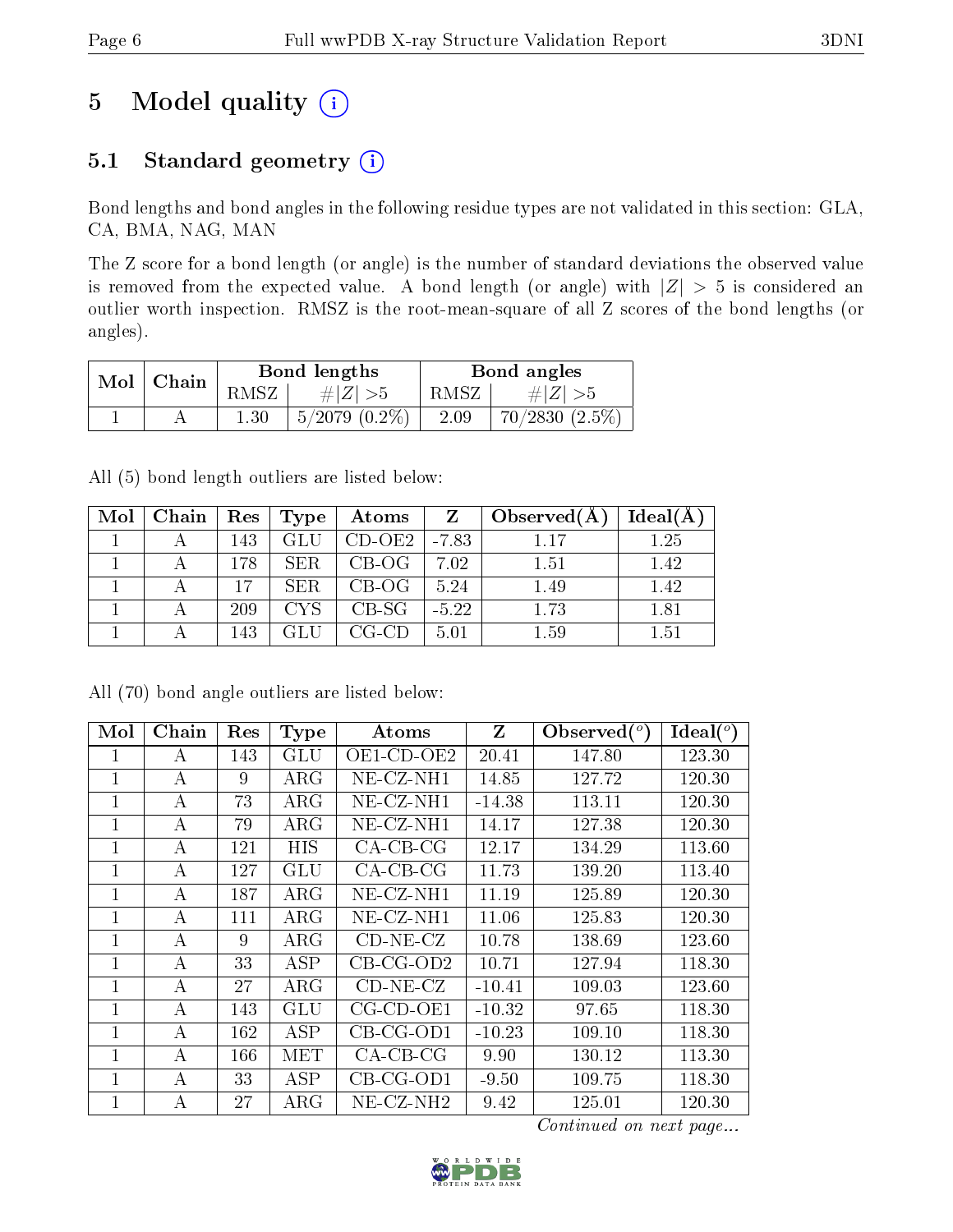# 5 Model quality (i)

## 5.1 Standard geometry (i)

Bond lengths and bond angles in the following residue types are not validated in this section: GLA, CA, BMA, NAG, MAN

The Z score for a bond length (or angle) is the number of standard deviations the observed value is removed from the expected value. A bond length (or angle) with $|Z| > 5$ is considered an outlier worth inspection. RMSZ is the root-mean-square of all Z scores of the bond lengths (or angles).

| Mol | Chain | Bond lengths | | Bond angles | |
|---|---|---|---|---|---|
| | | RMSZ | #\|Z\| >5 | RMSZ | #\|Z\| >5 |
| 1 | A | 1.30 | 5/2079 (0.2%) | 2.09 | 70/2830 (2.5%) |

All (5) bond length outliers are listed below:

| Mol | Chain | Res | Type | Atoms | Z | Observed(Å) | Ideal(Å) |
|---|---|---|---|---|---|---|---|
| 1 | A | 143 | GLU | CD-OE2 | -7.83 | 1.17 | 1.25 |
| 1 | A | 178 | SER | CB-OG | 7.02 | 1.51 | 1.42 |
| 1 | A | 17 | SER | CB-OG | 5.24 | 1.49 | 1.42 |
| 1 | A | 209 | CYS | CB-SG | -5.22 | 1.73 | 1.81 |
| 1 | A | 143 | GLU | CG-CD | 5.01 | 1.59 | 1.51 |

All (70) bond angle outliers are listed below:

| Mol | Chain | Res | Type | Atoms | Z | Observed(°) | Ideal(°) |
|---|---|---|---|---|---|---|---|
| 1 | A | 143 | GLU | OE1-CD-OE2 | 20.41 | 147.80 | 123.30 |
| 1 | A | 9 | ARG | NE-CZ-NH1 | 14.85 | 127.72 | 120.30 |
| 1 | A | 73 | ARG | NE-CZ-NH1 | -14.38 | 113.11 | 120.30 |
| 1 | A | 79 | ARG | NE-CZ-NH1 | 14.17 | 127.38 | 120.30 |
| 1 | A | 121 | HIS | CA-CB-CG | 12.17 | 134.29 | 113.60 |
| 1 | A | 127 | GLU | CA-CB-CG | 11.73 | 139.20 | 113.40 |
| 1 | A | 187 | ARG | NE-CZ-NH1 | 11.19 | 125.89 | 120.30 |
| 1 | A | 111 | ARG | NE-CZ-NH1 | 11.06 | 125.83 | 120.30 |
| 1 | A | 9 | ARG | CD-NE-CZ | 10.78 | 138.69 | 123.60 |
| 1 | A | 33 | ASP | CB-CG-OD2 | 10.71 | 127.94 | 118.30 |
| 1 | A | 27 | ARG | CD-NE-CZ | -10.41 | 109.03 | 123.60 |
| 1 | A | 143 | GLU | CG-CD-OE1 | -10.32 | 97.65 | 118.30 |
| 1 | A | 162 | ASP | CB-CG-OD1 | -10.23 | 109.10 | 118.30 |
| 1 | A | 166 | MET | CA-CB-CG | 9.90 | 130.12 | 113.30 |
| 1 | A | 33 | ASP | CB-CG-OD1 | -9.50 | 109.75 | 118.30 |
| 1 | A | 27 | ARG | NE-CZ-NH2 | 9.42 | 125.01 | 120.30 |

*Continued on next page...*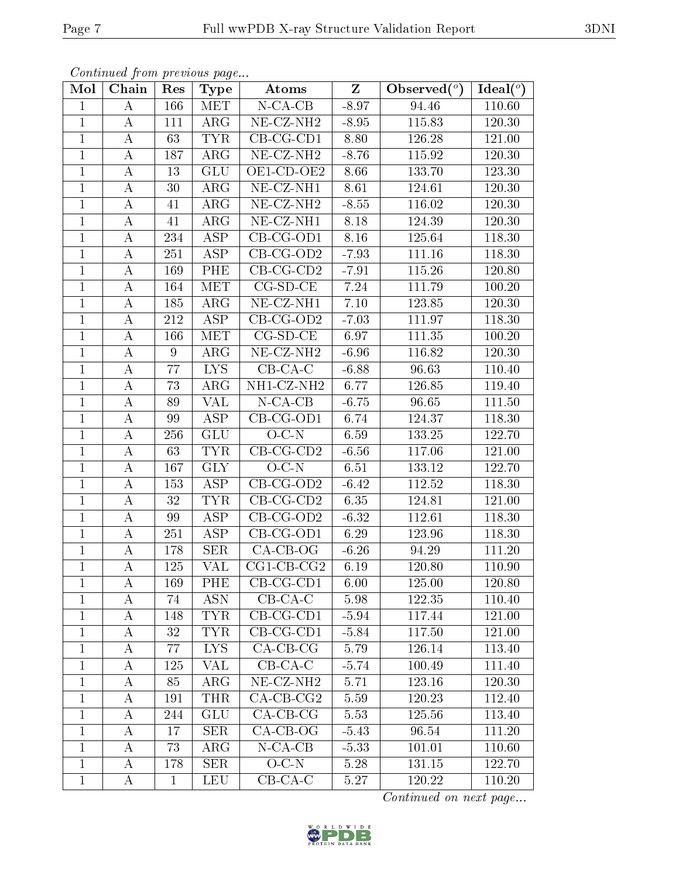*Continued from previous page...*

| Mol | Chain | Res | Type | Atoms | Z | Observed(°) | Ideal(°) |
|---|---|---|---|---|---|---|---|
| 1 | A | 166 | MET | N-CA-CB | -8.97 | 94.46 | 110.60 |
| 1 | A | 111 | ARG | NE-CZ-NH2 | -8.95 | 115.83 | 120.30 |
| 1 | A | 63 | TYR | CB-CG-CD1 | 8.80 | 126.28 | 121.00 |
| 1 | A | 187 | ARG | NE-CZ-NH2 | -8.76 | 115.92 | 120.30 |
| 1 | A | 13 | GLU | OE1-CD-OE2 | 8.66 | 133.70 | 123.30 |
| 1 | A | 30 | ARG | NE-CZ-NH1 | 8.61 | 124.61 | 120.30 |
| 1 | A | 41 | ARG | NE-CZ-NH2 | -8.55 | 116.02 | 120.30 |
| 1 | A | 41 | ARG | NE-CZ-NH1 | 8.18 | 124.39 | 120.30 |
| 1 | A | 234 | ASP | CB-CG-OD1 | 8.16 | 125.64 | 118.30 |
| 1 | A | 251 | ASP | CB-CG-OD2 | -7.93 | 111.16 | 118.30 |
| 1 | A | 169 | PHE | CB-CG-CD2 | -7.91 | 115.26 | 120.80 |
| 1 | A | 164 | MET | CG-SD-CE | 7.24 | 111.79 | 100.20 |
| 1 | A | 185 | ARG | NE-CZ-NH1 | 7.10 | 123.85 | 120.30 |
| 1 | A | 212 | ASP | CB-CG-OD2 | -7.03 | 111.97 | 118.30 |
| 1 | A | 166 | MET | CG-SD-CE | 6.97 | 111.35 | 100.20 |
| 1 | A | 9 | ARG | NE-CZ-NH2 | -6.96 | 116.82 | 120.30 |
| 1 | A | 77 | LYS | CB-CA-C | -6.88 | 96.63 | 110.40 |
| 1 | A | 73 | ARG | NH1-CZ-NH2 | 6.77 | 126.85 | 119.40 |
| 1 | A | 89 | VAL | N-CA-CB | -6.75 | 96.65 | 111.50 |
| 1 | A | 99 | ASP | CB-CG-OD1 | 6.74 | 124.37 | 118.30 |
| 1 | A | 256 | GLU | O-C-N | 6.59 | 133.25 | 122.70 |
| 1 | A | 63 | TYR | CB-CG-CD2 | -6.56 | 117.06 | 121.00 |
| 1 | A | 167 | GLY | O-C-N | 6.51 | 133.12 | 122.70 |
| 1 | A | 153 | ASP | CB-CG-OD2 | -6.42 | 112.52 | 118.30 |
| 1 | A | 32 | TYR | CB-CG-CD2 | 6.35 | 124.81 | 121.00 |
| 1 | A | 99 | ASP | CB-CG-OD2 | -6.32 | 112.61 | 118.30 |
| 1 | A | 251 | ASP | CB-CG-OD1 | 6.29 | 123.96 | 118.30 |
| 1 | A | 178 | SER | CA-CB-OG | -6.26 | 94.29 | 111.20 |
| 1 | A | 125 | VAL | CG1-CB-CG2 | 6.19 | 120.80 | 110.90 |
| 1 | A | 169 | PHE | CB-CG-CD1 | 6.00 | 125.00 | 120.80 |
| 1 | A | 74 | ASN | CB-CA-C | 5.98 | 122.35 | 110.40 |
| 1 | A | 148 | TYR | CB-CG-CD1 | -5.94 | 117.44 | 121.00 |
| 1 | A | 32 | TYR | CB-CG-CD1 | -5.84 | 117.50 | 121.00 |
| 1 | A | 77 | LYS | CA-CB-CG | 5.79 | 126.14 | 113.40 |
| 1 | A | 125 | VAL | CB-CA-C | -5.74 | 100.49 | 111.40 |
| 1 | A | 85 | ARG | NE-CZ-NH2 | 5.71 | 123.16 | 120.30 |
| 1 | A | 191 | THR | CA-CB-CG2 | 5.59 | 120.23 | 112.40 |
| 1 | A | 244 | GLU | CA-CB-CG | 5.53 | 125.56 | 113.40 |
| 1 | A | 17 | SER | CA-CB-OG | -5.43 | 96.54 | 111.20 |
| 1 | A | 73 | ARG | N-CA-CB | -5.33 | 101.01 | 110.60 |
| 1 | A | 178 | SER | O-C-N | 5.28 | 131.15 | 122.70 |
| 1 | A | 1 | LEU | CB-CA-C | 5.27 | 120.22 | 110.20 |

*Continued on next page...*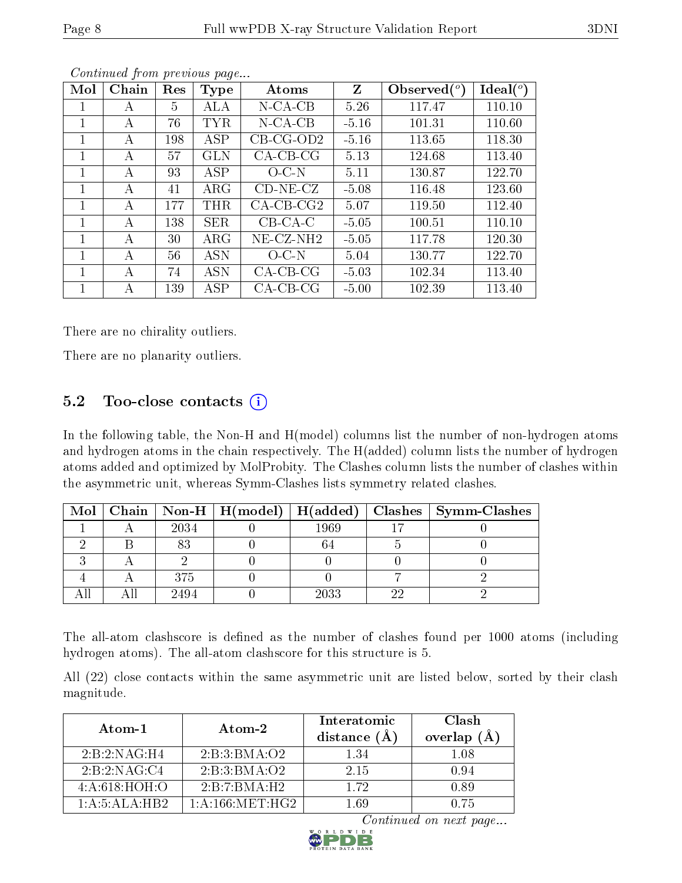*Continued from previous page...*

| Mol | Chain | Res | Type | Atoms | Z | Observed(°) | Ideal(°) |
|---|---|---|---|---|---|---|---|
| 1 | A | 5 | ALA | N-CA-CB | 5.26 | 117.47 | 110.10 |
| 1 | A | 76 | TYR | N-CA-CB | -5.16 | 101.31 | 110.60 |
| 1 | A | 198 | ASP | CB-CG-OD2 | -5.16 | 113.65 | 118.30 |
| 1 | A | 57 | GLN | CA-CB-CG | 5.13 | 124.68 | 113.40 |
| 1 | A | 93 | ASP | O-C-N | 5.11 | 130.87 | 122.70 |
| 1 | A | 41 | ARG | CD-NE-CZ | -5.08 | 116.48 | 123.60 |
| 1 | A | 177 | THR | CA-CB-CG2 | 5.07 | 119.50 | 112.40 |
| 1 | A | 138 | SER | CB-CA-C | -5.05 | 100.51 | 110.10 |
| 1 | A | 30 | ARG | NE-CZ-NH2 | -5.05 | 117.78 | 120.30 |
| 1 | A | 56 | ASN | O-C-N | 5.04 | 130.77 | 122.70 |
| 1 | A | 74 | ASN | CA-CB-CG | -5.03 | 102.34 | 113.40 |
| 1 | A | 139 | ASP | CA-CB-CG | -5.00 | 102.39 | 113.40 |

There are no chirality outliers.

There are no planarity outliers.

### 5.2 Too-close contacts

In the following table, the Non-H and H(model) columns list the number of non-hydrogen atoms and hydrogen atoms in the chain respectively. The H(added) column lists the number of hydrogen atoms added and optimized by MolProbity. The Clashes column lists the number of clashes within the asymmetric unit, whereas Symm-Clashes lists symmetry related clashes.

| Mol | Chain | Non-H | H(model) | H(added) | Clashes | Symm-Clashes |
|---|---|---|---|---|---|---|
| 1 | A | 2034 | 0 | 1969 | 17 | 0 |
| 2 | B | 83 | 0 | 64 | 5 | 0 |
| 3 | A | 2 | 0 | 0 | 0 | 0 |
| 4 | A | 375 | 0 | 0 | 7 | 2 |
| All | All | 2494 | 0 | 2033 | 22 | 2 |

The all-atom clashscore is defined as the number of clashes found per 1000 atoms (including hydrogen atoms). The all-atom clashscore for this structure is 5.

All (22) close contacts within the same asymmetric unit are listed below, sorted by their clash magnitude.

| Atom-1 | Atom-2 | Interatomic distance (Å) | Clash overlap (Å) |
|---|---|---|---|
| 2:B:2:NAG:H4 | 2:B:3:BMA:O2 | 1.34 | 1.08 |
| 2:B:2:NAG:C4 | 2:B:3:BMA:O2 | 2.15 | 0.94 |
| 4:A:618:HOH:O | 2:B:7:BMA:H2 | 1.72 | 0.89 |
| 1:A:5:ALA:HB2 | 1:A:166:MET:HG2 | 1.69 | 0.75 |

*Continued on next page...*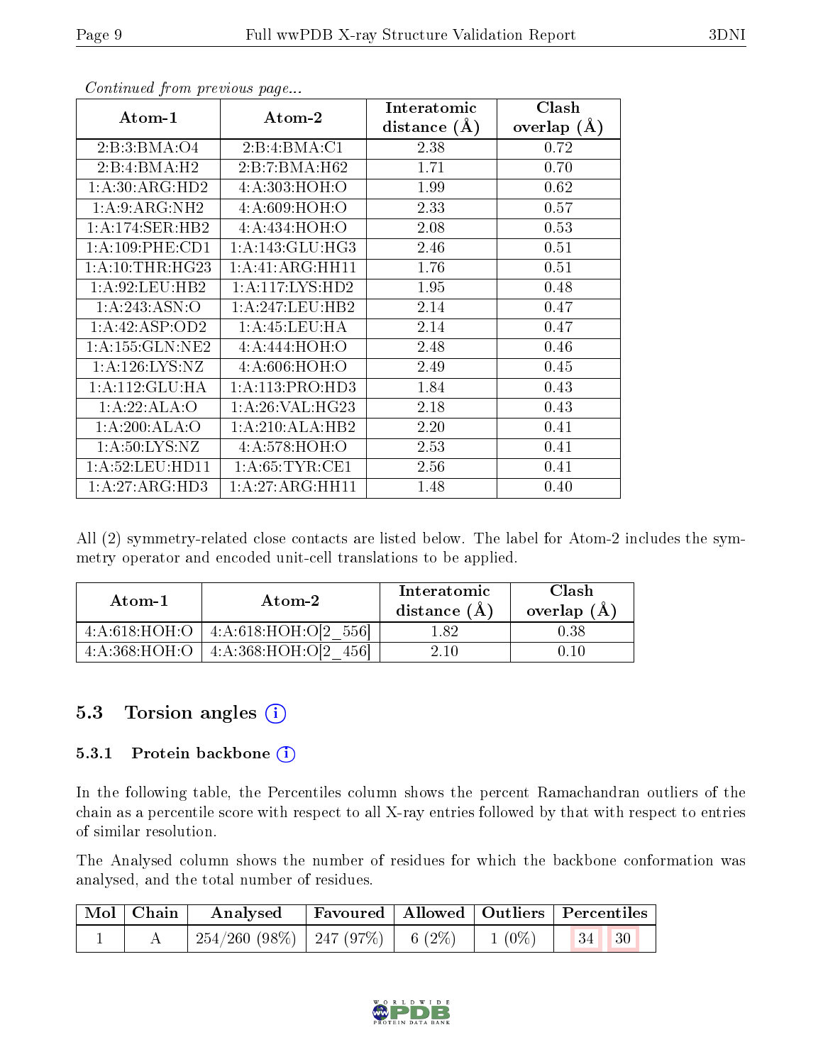*Continued from previous page...*

| Atom-1 | Atom-2 | Interatomic distance (Å) | Clash overlap (Å) |
|---|---|---|---|
| 2:B:3:BMA:O4 | 2:B:4:BMA:C1 | 2.38 | 0.72 |
| 2:B:4:BMA:H2 | 2:B:7:BMA:H62 | 1.71 | 0.70 |
| 1:A:30:ARG:HD2 | 4:A:303:HOH:O | 1.99 | 0.62 |
| 1:A:9:ARG:NH2 | 4:A:609:HOH:O | 2.33 | 0.57 |
| 1:A:174:SER:HB2 | 4:A:434:HOH:O | 2.08 | 0.53 |
| 1:A:109:PHE:CD1 | 1:A:143:GLU:HG3 | 2.46 | 0.51 |
| 1:A:10:THR:HG23 | 1:A:41:ARG:HH11 | 1.76 | 0.51 |
| 1:A:92:LEU:HB2 | 1:A:117:LYS:HD2 | 1.95 | 0.48 |
| 1:A:243:ASN:O | 1:A:247:LEU:HB2 | 2.14 | 0.47 |
| 1:A:42:ASP:OD2 | 1:A:45:LEU:HA | 2.14 | 0.47 |
| 1:A:155:GLN:NE2 | 4:A:444:HOH:O | 2.48 | 0.46 |
| 1:A:126:LYS:NZ | 4:A:606:HOH:O | 2.49 | 0.45 |
| 1:A:112:GLU:HA | 1:A:113:PRO:HD3 | 1.84 | 0.43 |
| 1:A:22:ALA:O | 1:A:26:VAL:HG23 | 2.18 | 0.43 |
| 1:A:200:ALA:O | 1:A:210:ALA:HB2 | 2.20 | 0.41 |
| 1:A:50:LYS:NZ | 4:A:578:HOH:O | 2.53 | 0.41 |
| 1:A:52:LEU:HD11 | 1:A:65:TYR:CE1 | 2.56 | 0.41 |
| 1:A:27:ARG:HD3 | 1:A:27:ARG:HH11 | 1.48 | 0.40 |

All (2) symmetry-related close contacts are listed below. The label for Atom-2 includes the symmetry operator and encoded unit-cell translations to be applied.

| Atom-1 | Atom-2 | Interatomic distance (Å) | Clash overlap (Å) |
|---|---|---|---|
| 4:A:618:HOH:O | 4:A:618:HOH:O[2_556] | 1.82 | 0.38 |
| 4:A:368:HOH:O | 4:A:368:HOH:O[2_456] | 2.10 | 0.10 |

## 5.3 Torsion angles

### 5.3.1 Protein backbone

In the following table, the Percentiles column shows the percent Ramachandran outliers of the chain as a percentile score with respect to all X-ray entries followed by that with respect to entries of similar resolution.

The Analysed column shows the number of residues for which the backbone conformation was analysed, and the total number of residues.

| Mol | Chain | Analysed | Favoured | Allowed | Outliers | Percentiles | |
|---|---|---|---|---|---|---|---|
| 1 | A | 254/260 (98%) | 247 (97%) | 6 (2%) | 1 (0%) | 34 | 30 |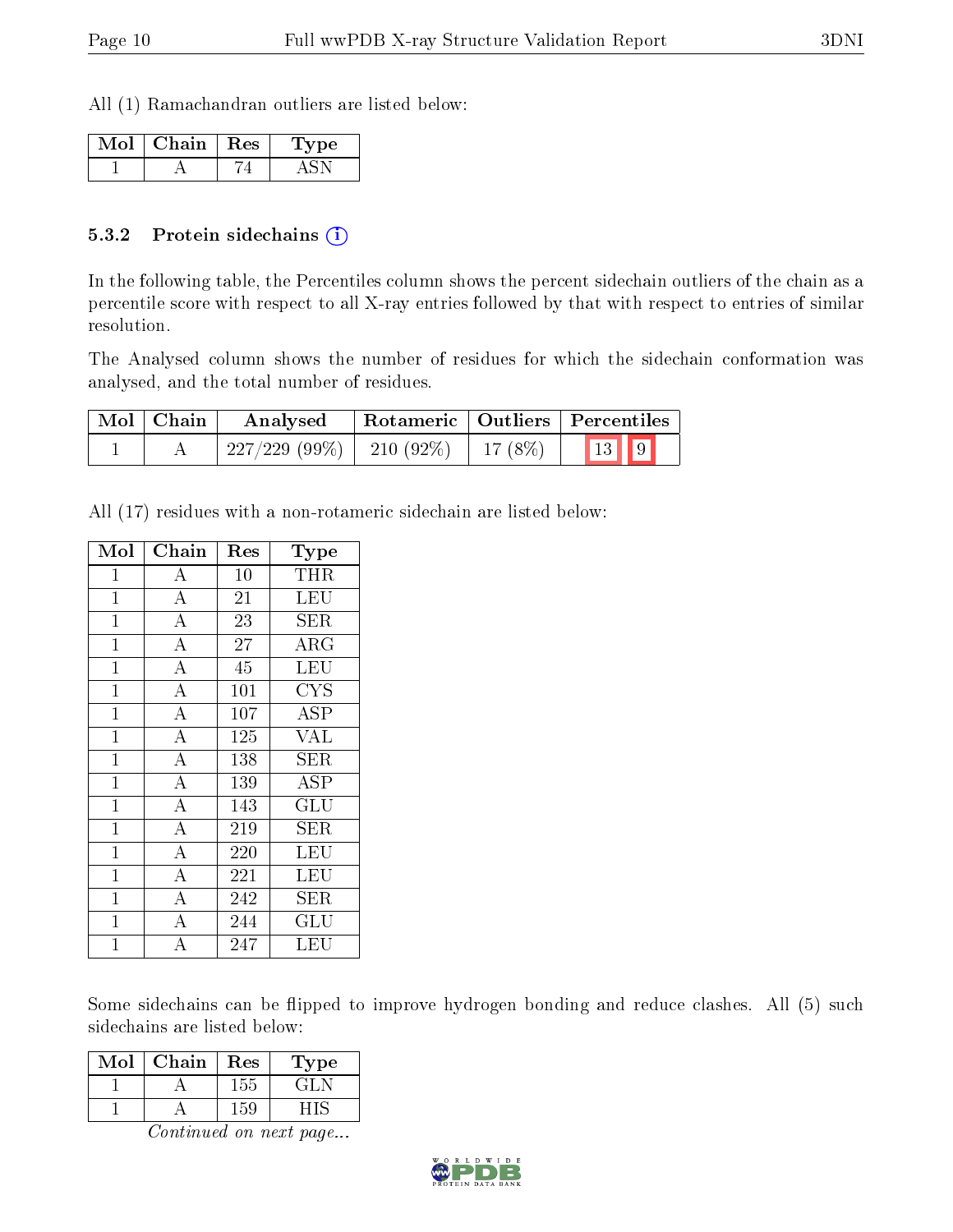All (1) Ramachandran outliers are listed below:

| Mol | Chain | Res | Type |
|---|---|---|---|
| 1 | A | 74 | ASN |

### 5.3.2 Protein sidechains (i)

In the following table, the Percentiles column shows the percent sidechain outliers of the chain as a percentile score with respect to all X-ray entries followed by that with respect to entries of similar resolution.

The Analysed column shows the number of residues for which the sidechain conformation was analysed, and the total number of residues.

| Mol | Chain | Analysed | Rotameric | Outliers | Percentiles | |
|---|---|---|---|---|---|---|
| 1 | A | 227/229 (99%) | 210 (92%) | 17 (8%) | 13 | 9 |

All (17) residues with a non-rotameric sidechain are listed below:

| Mol | Chain | Res | Type |
|---|---|---|---|
| 1 | A | 10 | THR |
| 1 | A | 21 | LEU |
| 1 | A | 23 | SER |
| 1 | A | 27 | ARG |
| 1 | A | 45 | LEU |
| 1 | A | 101 | CYS |
| 1 | A | 107 | ASP |
| 1 | A | 125 | VAL |
| 1 | A | 138 | SER |
| 1 | A | 139 | ASP |
| 1 | A | 143 | GLU |
| 1 | A | 219 | SER |
| 1 | A | 220 | LEU |
| 1 | A | 221 | LEU |
| 1 | A | 242 | SER |
| 1 | A | 244 | GLU |
| 1 | A | 247 | LEU |

Some sidechains can be flipped to improve hydrogen bonding and reduce clashes. All (5) such sidechains are listed below:

| Mol | Chain | Res | Type |
|---|---|---|---|
| 1 | A | 155 | GLN |
| 1 | A | 159 | HIS |

*Continued on next page...*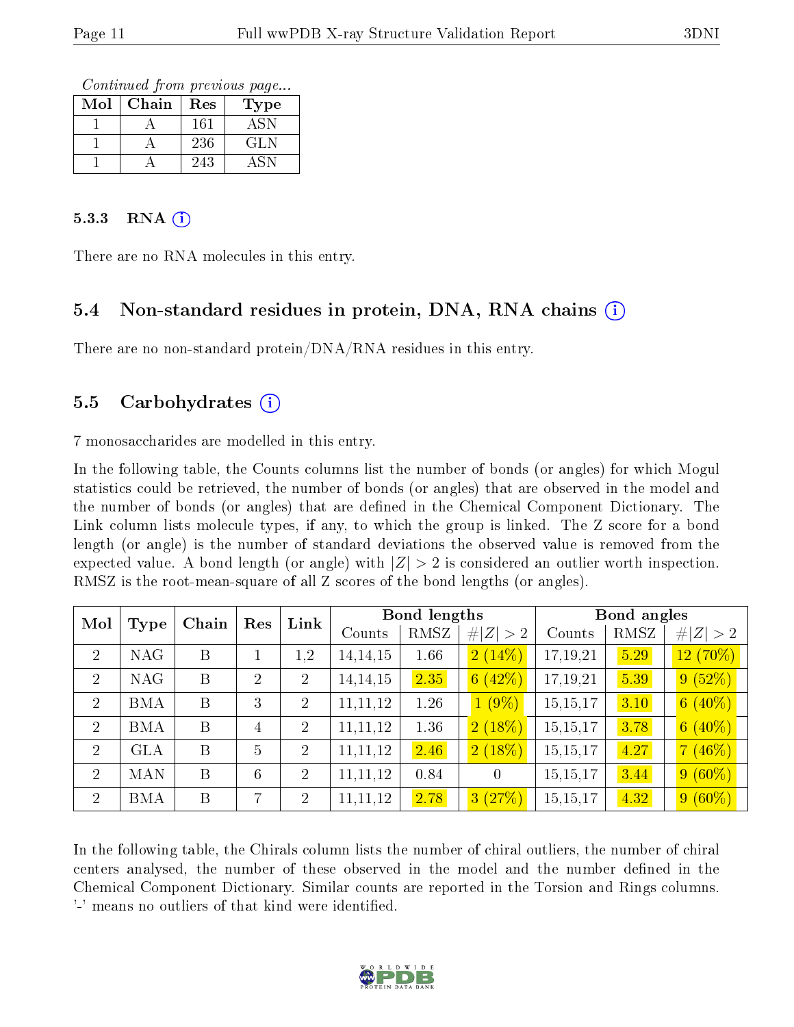*Continued from previous page...*

| Mol | Chain | Res | Type |
|---|---|---|---|
| 1 | A | 161 | ASN |
| 1 | A | 236 | GLN |
| 1 | A | 243 | ASN |

### 5.3.3 RNA (i)

There are no RNA molecules in this entry.

## 5.4 Non-standard residues in protein, DNA, RNA chains (i)

There are no non-standard protein/DNA/RNA residues in this entry.

## 5.5 Carbohydrates (i)

7 monosaccharides are modelled in this entry.

In the following table, the Counts columns list the number of bonds (or angles) for which Mogul statistics could be retrieved, the number of bonds (or angles) that are observed in the model and the number of bonds (or angles) that are defined in the Chemical Component Dictionary. The Link column lists molecule types, if any, to which the group is linked. The Z score for a bond length (or angle) is the number of standard deviations the observed value is removed from the expected value. A bond length (or angle) with $|Z| > 2$ is considered an outlier worth inspection. RMSZ is the root-mean-square of all Z scores of the bond lengths (or angles).

| Mol | Type | Chain | Res | Link | Bond lengths | | | Bond angles | | |
|---|---|---|---|---|---|---|---|---|---|---|
| | | | | | Counts | RMSZ | $\#\|Z\| > 2$ | Counts | RMSZ | $\#\|Z\| > 2$ |
| 2 | NAG | B | 1 | 1,2 | 14,14,15 | 1.66 | 2 (14%) | 17,19,21 | 5.29 | 12 (70%) |
| 2 | NAG | B | 2 | 2 | 14,14,15 | 2.35 | 6 (42%) | 17,19,21 | 5.39 | 9 (52%) |
| 2 | BMA | B | 3 | 2 | 11,11,12 | 1.26 | 1 (9%) | 15,15,17 | 3.10 | 6 (40%) |
| 2 | BMA | B | 4 | 2 | 11,11,12 | 1.36 | 2 (18%) | 15,15,17 | 3.78 | 6 (40%) |
| 2 | GLA | B | 5 | 2 | 11,11,12 | 2.46 | 2 (18%) | 15,15,17 | 4.27 | 7 (46%) |
| 2 | MAN | B | 6 | 2 | 11,11,12 | 0.84 | 0 | 15,15,17 | 3.44 | 9 (60%) |
| 2 | BMA | B | 7 | 2 | 11,11,12 | 2.78 | 3 (27%) | 15,15,17 | 4.32 | 9 (60%) |

In the following table, the Chirals column lists the number of chiral outliers, the number of chiral centers analysed, the number of these observed in the model and the number defined in the Chemical Component Dictionary. Similar counts are reported in the Torsion and Rings columns. '-' means no outliers of that kind were identified.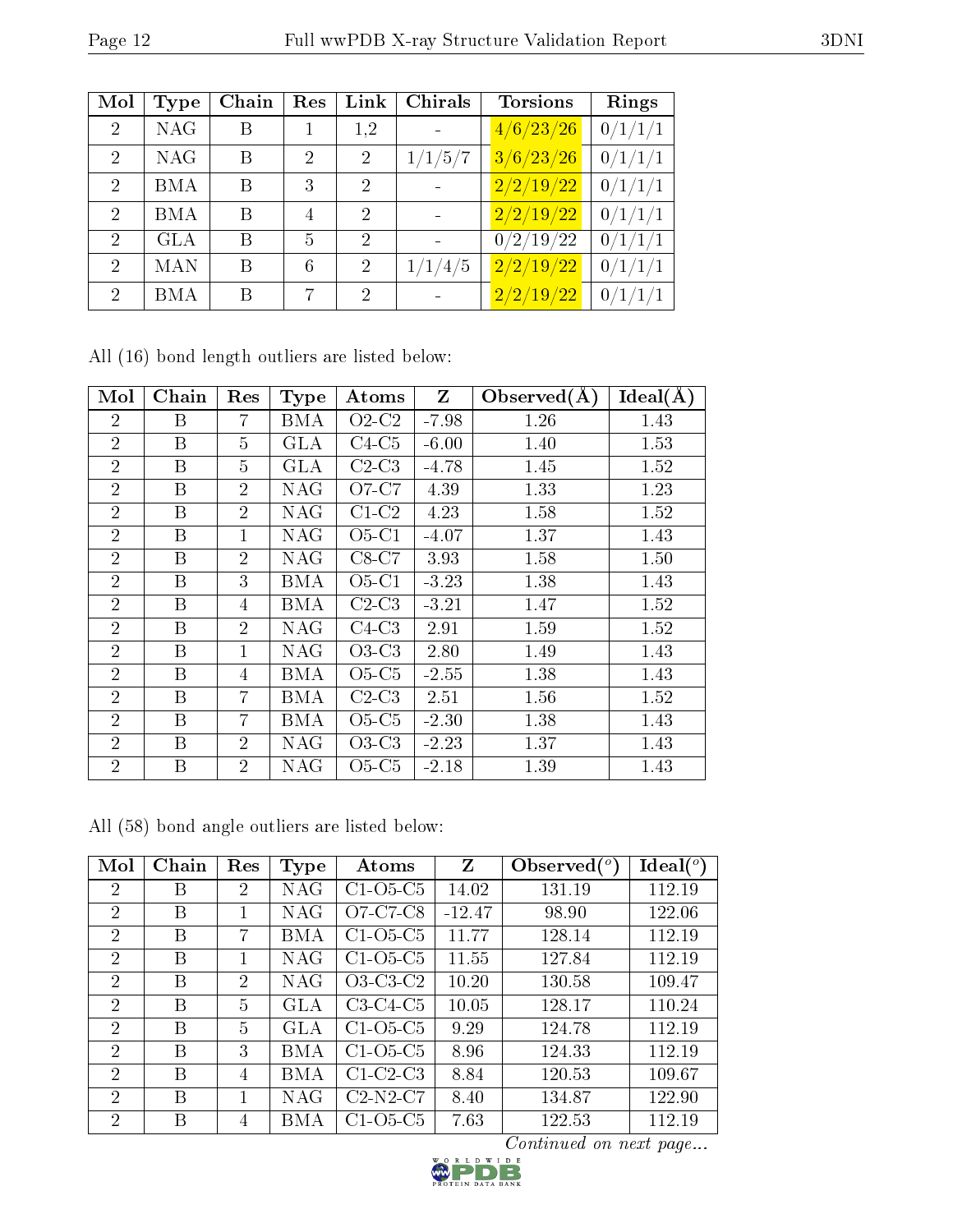| Mol | Type | Chain | Res | Link | Chirals | Torsions | Rings |
|---|---|---|---|---|---|---|---|
| 2 | NAG | B | 1 | 1,2 | - | 4/6/23/26 | 0/1/1/1 |
| 2 | NAG | B | 2 | 2 | 1/1/5/7 | 3/6/23/26 | 0/1/1/1 |
| 2 | BMA | B | 3 | 2 | - | 2/2/19/22 | 0/1/1/1 |
| 2 | BMA | B | 4 | 2 | - | 2/2/19/22 | 0/1/1/1 |
| 2 | GLA | B | 5 | 2 | - | 0/2/19/22 | 0/1/1/1 |
| 2 | MAN | B | 6 | 2 | 1/1/4/5 | 2/2/19/22 | 0/1/1/1 |
| 2 | BMA | B | 7 | 2 | - | 2/2/19/22 | 0/1/1/1 |

All (16) bond length outliers are listed below:

| Mol | Chain | Res | Type | Atoms | Z | Observed(Å) | Ideal(Å) |
|---|---|---|---|---|---|---|---|
| 2 | B | 7 | BMA | O2-C2 | -7.98 | 1.26 | 1.43 |
| 2 | B | 5 | GLA | C4-C5 | -6.00 | 1.40 | 1.53 |
| 2 | B | 5 | GLA | C2-C3 | -4.78 | 1.45 | 1.52 |
| 2 | B | 2 | NAG | O7-C7 | 4.39 | 1.33 | 1.23 |
| 2 | B | 2 | NAG | C1-C2 | 4.23 | 1.58 | 1.52 |
| 2 | B | 1 | NAG | O5-C1 | -4.07 | 1.37 | 1.43 |
| 2 | B | 2 | NAG | C8-C7 | 3.93 | 1.58 | 1.50 |
| 2 | B | 3 | BMA | O5-C1 | -3.23 | 1.38 | 1.43 |
| 2 | B | 4 | BMA | C2-C3 | -3.21 | 1.47 | 1.52 |
| 2 | B | 2 | NAG | C4-C3 | 2.91 | 1.59 | 1.52 |
| 2 | B | 1 | NAG | O3-C3 | 2.80 | 1.49 | 1.43 |
| 2 | B | 4 | BMA | O5-C5 | -2.55 | 1.38 | 1.43 |
| 2 | B | 7 | BMA | C2-C3 | 2.51 | 1.56 | 1.52 |
| 2 | B | 7 | BMA | O5-C5 | -2.30 | 1.38 | 1.43 |
| 2 | B | 2 | NAG | O3-C3 | -2.23 | 1.37 | 1.43 |
| 2 | B | 2 | NAG | O5-C5 | -2.18 | 1.39 | 1.43 |

All (58) bond angle outliers are listed below:

| Mol | Chain | Res | Type | Atoms | Z | Observed(°) | Ideal(°) |
|---|---|---|---|---|---|---|---|
| 2 | B | 2 | NAG | C1-O5-C5 | 14.02 | 131.19 | 112.19 |
| 2 | B | 1 | NAG | O7-C7-C8 | -12.47 | 98.90 | 122.06 |
| 2 | B | 7 | BMA | C1-O5-C5 | 11.77 | 128.14 | 112.19 |
| 2 | B | 1 | NAG | C1-O5-C5 | 11.55 | 127.84 | 112.19 |
| 2 | B | 2 | NAG | O3-C3-C2 | 10.20 | 130.58 | 109.47 |
| 2 | B | 5 | GLA | C3-C4-C5 | 10.05 | 128.17 | 110.24 |
| 2 | B | 5 | GLA | C1-O5-C5 | 9.29 | 124.78 | 112.19 |
| 2 | B | 3 | BMA | C1-O5-C5 | 8.96 | 124.33 | 112.19 |
| 2 | B | 4 | BMA | C1-C2-C3 | 8.84 | 120.53 | 109.67 |
| 2 | B | 1 | NAG | C2-N2-C7 | 8.40 | 134.87 | 122.90 |
| 2 | B | 4 | BMA | C1-O5-C5 | 7.63 | 122.53 | 112.19 |

*Continued on next page...*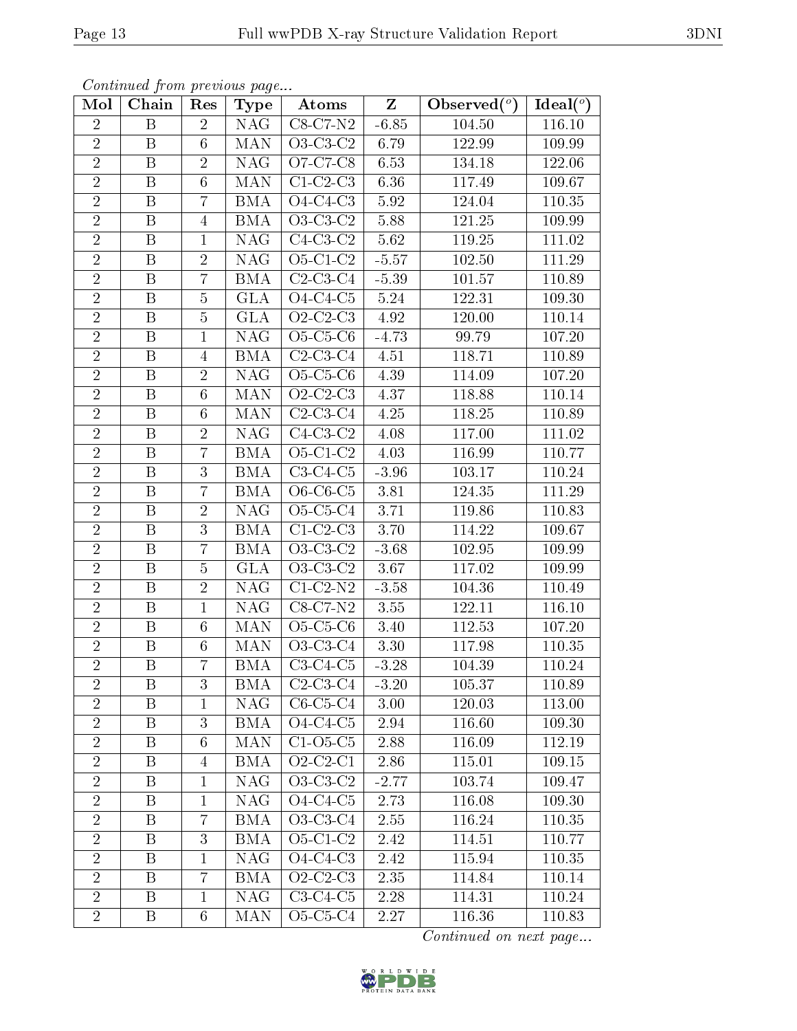*Continued from previous page...*

| Mol | Chain | Res | Type | Atoms | Z | Observed(°) | Ideal(°) |
|---|---|---|---|---|---|---|---|
| 2 | B | 2 | NAG | C8-C7-N2 | -6.85 | 104.50 | 116.10 |
| 2 | B | 6 | MAN | O3-C3-C2 | 6.79 | 122.99 | 109.99 |
| 2 | B | 2 | NAG | O7-C7-C8 | 6.53 | 134.18 | 122.06 |
| 2 | B | 6 | MAN | C1-C2-C3 | 6.36 | 117.49 | 109.67 |
| 2 | B | 7 | BMA | O4-C4-C3 | 5.92 | 124.04 | 110.35 |
| 2 | B | 4 | BMA | O3-C3-C2 | 5.88 | 121.25 | 109.99 |
| 2 | B | 1 | NAG | C4-C3-C2 | 5.62 | 119.25 | 111.02 |
| 2 | B | 2 | NAG | O5-C1-C2 | -5.57 | 102.50 | 111.29 |
| 2 | B | 7 | BMA | C2-C3-C4 | -5.39 | 101.57 | 110.89 |
| 2 | B | 5 | GLA | O4-C4-C5 | 5.24 | 122.31 | 109.30 |
| 2 | B | 5 | GLA | O2-C2-C3 | 4.92 | 120.00 | 110.14 |
| 2 | B | 1 | NAG | O5-C5-C6 | -4.73 | 99.79 | 107.20 |
| 2 | B | 4 | BMA | C2-C3-C4 | 4.51 | 118.71 | 110.89 |
| 2 | B | 2 | NAG | O5-C5-C6 | 4.39 | 114.09 | 107.20 |
| 2 | B | 6 | MAN | O2-C2-C3 | 4.37 | 118.88 | 110.14 |
| 2 | B | 6 | MAN | C2-C3-C4 | 4.25 | 118.25 | 110.89 |
| 2 | B | 2 | NAG | C4-C3-C2 | 4.08 | 117.00 | 111.02 |
| 2 | B | 7 | BMA | O5-C1-C2 | 4.03 | 116.99 | 110.77 |
| 2 | B | 3 | BMA | C3-C4-C5 | -3.96 | 103.17 | 110.24 |
| 2 | B | 7 | BMA | O6-C6-C5 | 3.81 | 124.35 | 111.29 |
| 2 | B | 2 | NAG | O5-C5-C4 | 3.71 | 119.86 | 110.83 |
| 2 | B | 3 | BMA | C1-C2-C3 | 3.70 | 114.22 | 109.67 |
| 2 | B | 7 | BMA | O3-C3-C2 | -3.68 | 102.95 | 109.99 |
| 2 | B | 5 | GLA | O3-C3-C2 | 3.67 | 117.02 | 109.99 |
| 2 | B | 2 | NAG | C1-C2-N2 | -3.58 | 104.36 | 110.49 |
| 2 | B | 1 | NAG | C8-C7-N2 | 3.55 | 122.11 | 116.10 |
| 2 | B | 6 | MAN | O5-C5-C6 | 3.40 | 112.53 | 107.20 |
| 2 | B | 6 | MAN | O3-C3-C4 | 3.30 | 117.98 | 110.35 |
| 2 | B | 7 | BMA | C3-C4-C5 | -3.28 | 104.39 | 110.24 |
| 2 | B | 3 | BMA | C2-C3-C4 | -3.20 | 105.37 | 110.89 |
| 2 | B | 1 | NAG | C6-C5-C4 | 3.00 | 120.03 | 113.00 |
| 2 | B | 3 | BMA | O4-C4-C5 | 2.94 | 116.60 | 109.30 |
| 2 | B | 6 | MAN | C1-O5-C5 | 2.88 | 116.09 | 112.19 |
| 2 | B | 4 | BMA | O2-C2-C1 | 2.86 | 115.01 | 109.15 |
| 2 | B | 1 | NAG | O3-C3-C2 | -2.77 | 103.74 | 109.47 |
| 2 | B | 1 | NAG | O4-C4-C5 | 2.73 | 116.08 | 109.30 |
| 2 | B | 7 | BMA | O3-C3-C4 | 2.55 | 116.24 | 110.35 |
| 2 | B | 3 | BMA | O5-C1-C2 | 2.42 | 114.51 | 110.77 |
| 2 | B | 1 | NAG | O4-C4-C3 | 2.42 | 115.94 | 110.35 |
| 2 | B | 7 | BMA | O2-C2-C3 | 2.35 | 114.84 | 110.14 |
| 2 | B | 1 | NAG | C3-C4-C5 | 2.28 | 114.31 | 110.24 |
| 2 | B | 6 | MAN | O5-C5-C4 | 2.27 | 116.36 | 110.83 |

*Continued on next page...*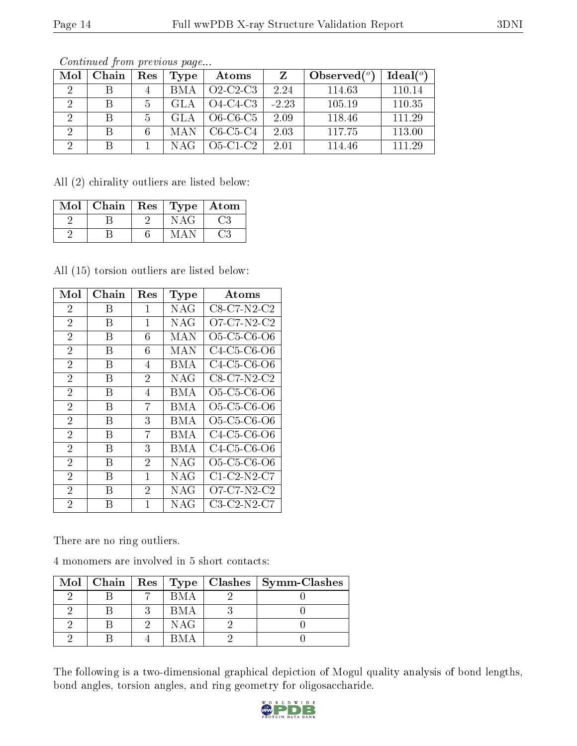*Continued from previous page...*

| Mol | Chain | Res | Type | Atoms | Z | Observed(°) | Ideal(°) |
|---|---|---|---|---|---|---|---|
| 2 | B | 4 | BMA | O2-C2-C3 | 2.24 | 114.63 | 110.14 |
| 2 | B | 5 | GLA | O4-C4-C3 | -2.23 | 105.19 | 110.35 |
| 2 | B | 5 | GLA | O6-C6-C5 | 2.09 | 118.46 | 111.29 |
| 2 | B | 6 | MAN | C6-C5-C4 | 2.03 | 117.75 | 113.00 |
| 2 | B | 1 | NAG | O5-C1-C2 | 2.01 | 114.46 | 111.29 |

All (2) chirality outliers are listed below:

| Mol | Chain | Res | Type | Atom |
|---|---|---|---|---|
| 2 | B | 2 | NAG | C3 |
| 2 | B | 6 | MAN | C3 |

All (15) torsion outliers are listed below:

| Mol | Chain | Res | Type | Atoms |
|---|---|---|---|---|
| 2 | B | 1 | NAG | C8-C7-N2-C2 |
| 2 | B | 1 | NAG | O7-C7-N2-C2 |
| 2 | B | 6 | MAN | O5-C5-C6-O6 |
| 2 | B | 6 | MAN | C4-C5-C6-O6 |
| 2 | B | 4 | BMA | C4-C5-C6-O6 |
| 2 | B | 2 | NAG | C8-C7-N2-C2 |
| 2 | B | 4 | BMA | O5-C5-C6-O6 |
| 2 | B | 7 | BMA | O5-C5-C6-O6 |
| 2 | B | 3 | BMA | O5-C5-C6-O6 |
| 2 | B | 7 | BMA | C4-C5-C6-O6 |
| 2 | B | 3 | BMA | C4-C5-C6-O6 |
| 2 | B | 2 | NAG | O5-C5-C6-O6 |
| 2 | B | 1 | NAG | C1-C2-N2-C7 |
| 2 | B | 2 | NAG | O7-C7-N2-C2 |
| 2 | B | 1 | NAG | C3-C2-N2-C7 |

There are no ring outliers.

4 monomers are involved in 5 short contacts:

| Mol | Chain | Res | Type | Clashes | Symm-Clashes |
|---|---|---|---|---|---|
| 2 | B | 7 | BMA | 2 | 0 |
| 2 | B | 3 | BMA | 3 | 0 |
| 2 | B | 2 | NAG | 2 | 0 |
| 2 | B | 4 | BMA | 2 | 0 |

The following is a two-dimensional graphical depiction of Mogul quality analysis of bond lengths, bond angles, torsion angles, and ring geometry for oligosaccharide.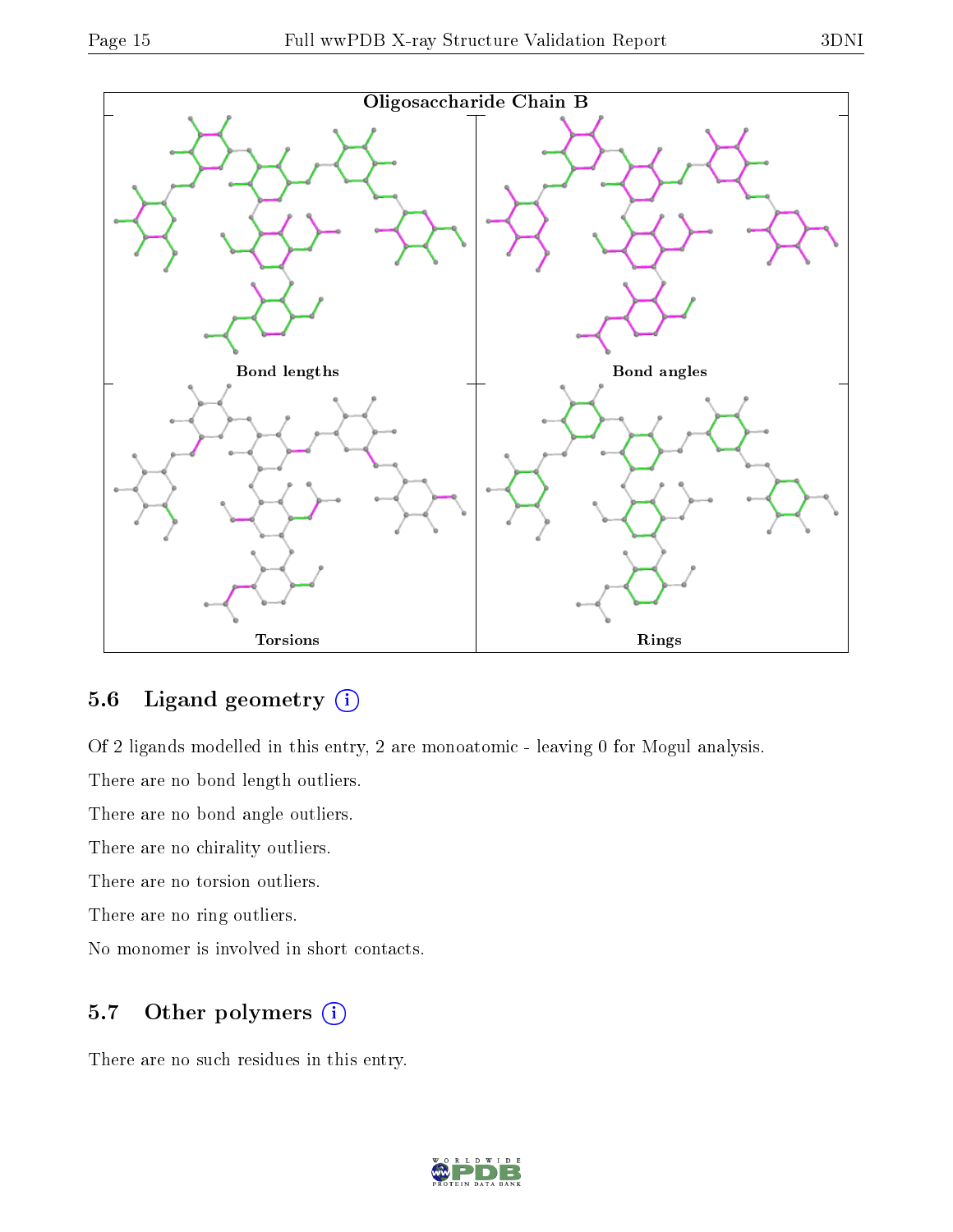Oligosaccharide Chain B

Bond lengths

Bond angles

Torsions

Rings

### 5.6 Ligand geometry

Of 2 ligands modelled in this entry, 2 are monoatomic - leaving 0 for Mogul analysis.

There are no bond length outliers.

There are no bond angle outliers.

There are no chirality outliers.

There are no torsion outliers.

There are no ring outliers.

No monomer is involved in short contacts.

### 5.7 Other polymers

There are no such residues in this entry.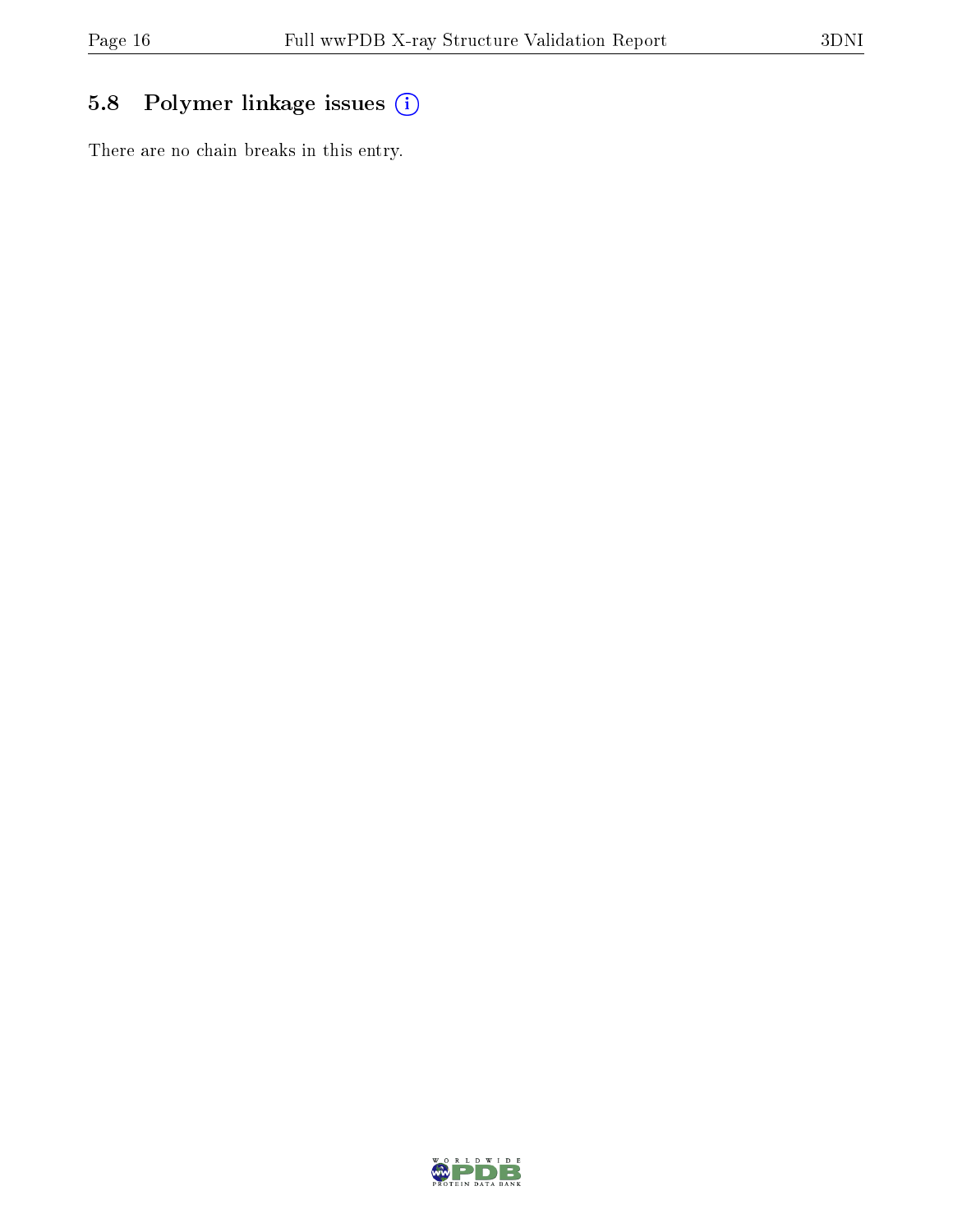## 5.8 Polymer linkage issues

There are no chain breaks in this entry.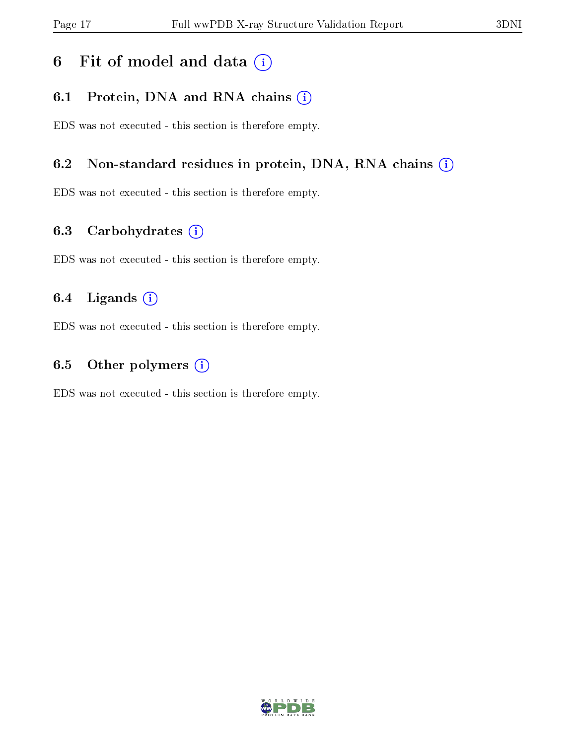# 6 Fit of model and data

## 6.1 Protein, DNA and RNA chains

EDS was not executed - this section is therefore empty.

## 6.2 Non-standard residues in protein, DNA, RNA chains

EDS was not executed - this section is therefore empty.

## 6.3 Carbohydrates

EDS was not executed - this section is therefore empty.

## 6.4 Ligands

EDS was not executed - this section is therefore empty.

## 6.5 Other polymers

EDS was not executed - this section is therefore empty.